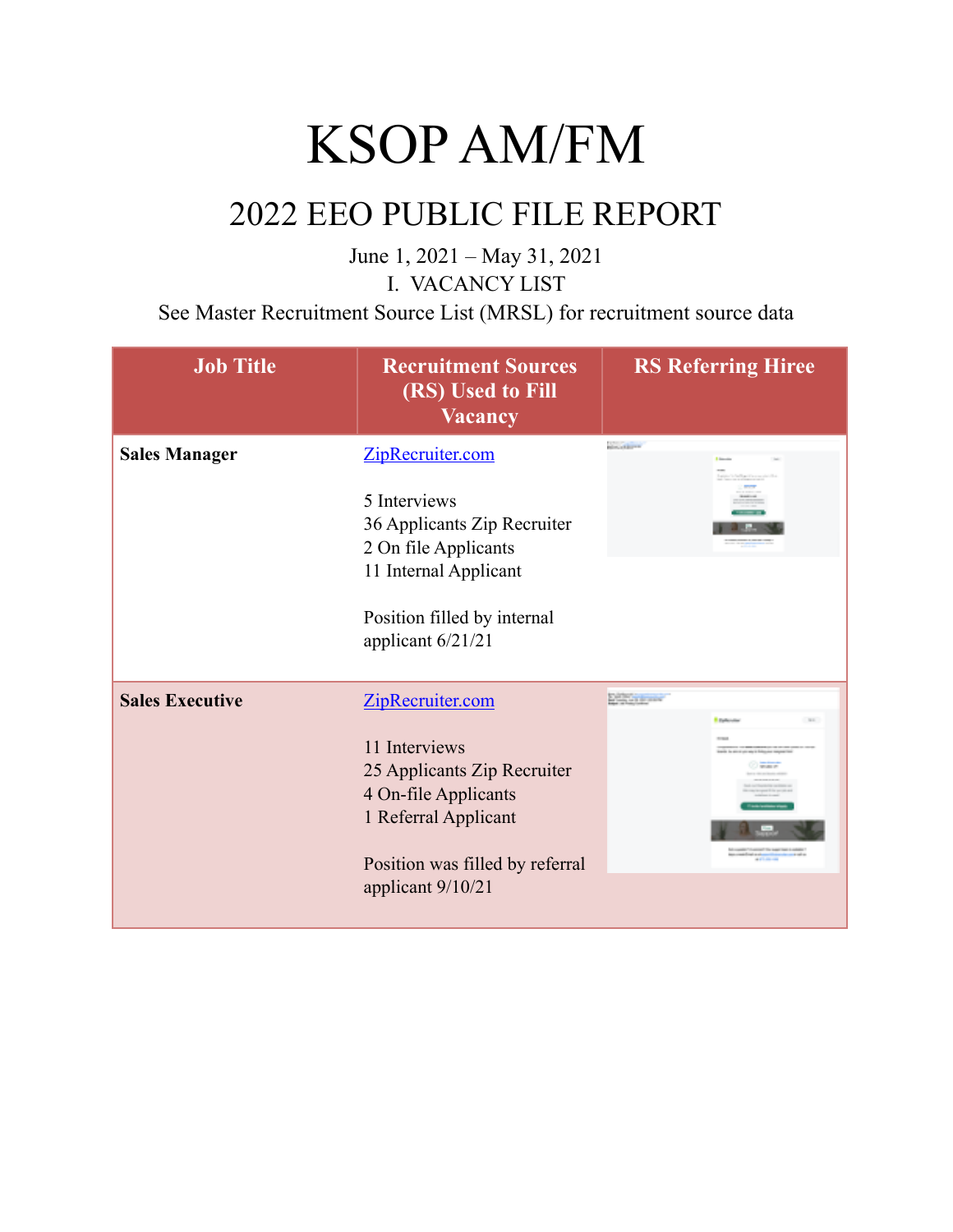# KSOP AM/FM

## 2022 EEO PUBLIC FILE REPORT

June 1, 2021 – May 31, 2021

I. VACANCY LIST

See Master Recruitment Source List (MRSL) for recruitment source data

| Job Title | Recruitment Sources (RS) Used to Fill Vacancy | RS Referring Hiree |
|---|---|---|
| **Sales Manager** | ZipRecruiter.com<br><br>5 Interviews<br>36 Applicants Zip Recruiter<br>2 On file Applicants<br>11 Internal Applicant<br><br>Position filled by internal applicant 6/21/21 | |
| **Sales Executive** | ZipRecruiter.com<br><br>11 Interviews<br>25 Applicants Zip Recruiter<br>4 On-file Applicants<br>1 Referral Applicant<br><br>Position was filled by referral applicant 9/10/21 | |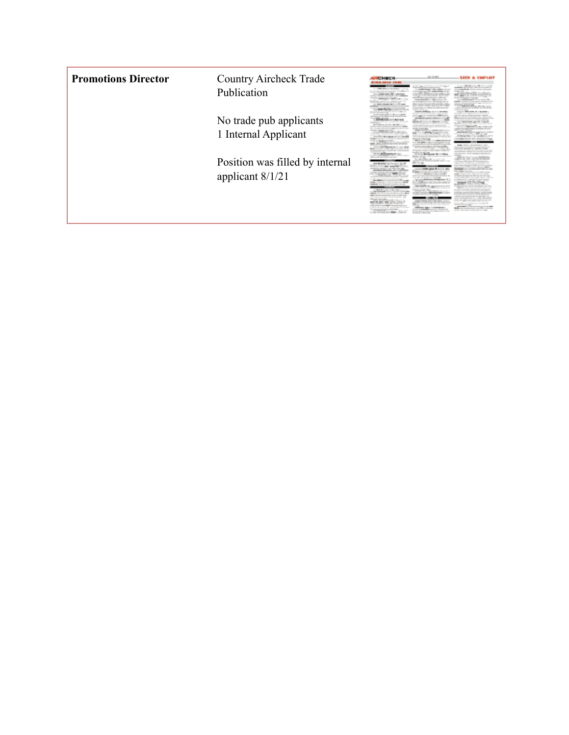| | | |
|---|---|---|
| **Promotions Director** | Country Aircheck Trade Publication<br><br>No trade pub applicants<br>1 Internal Applicant<br><br>Position was filled by internal applicant 8/1/21 | |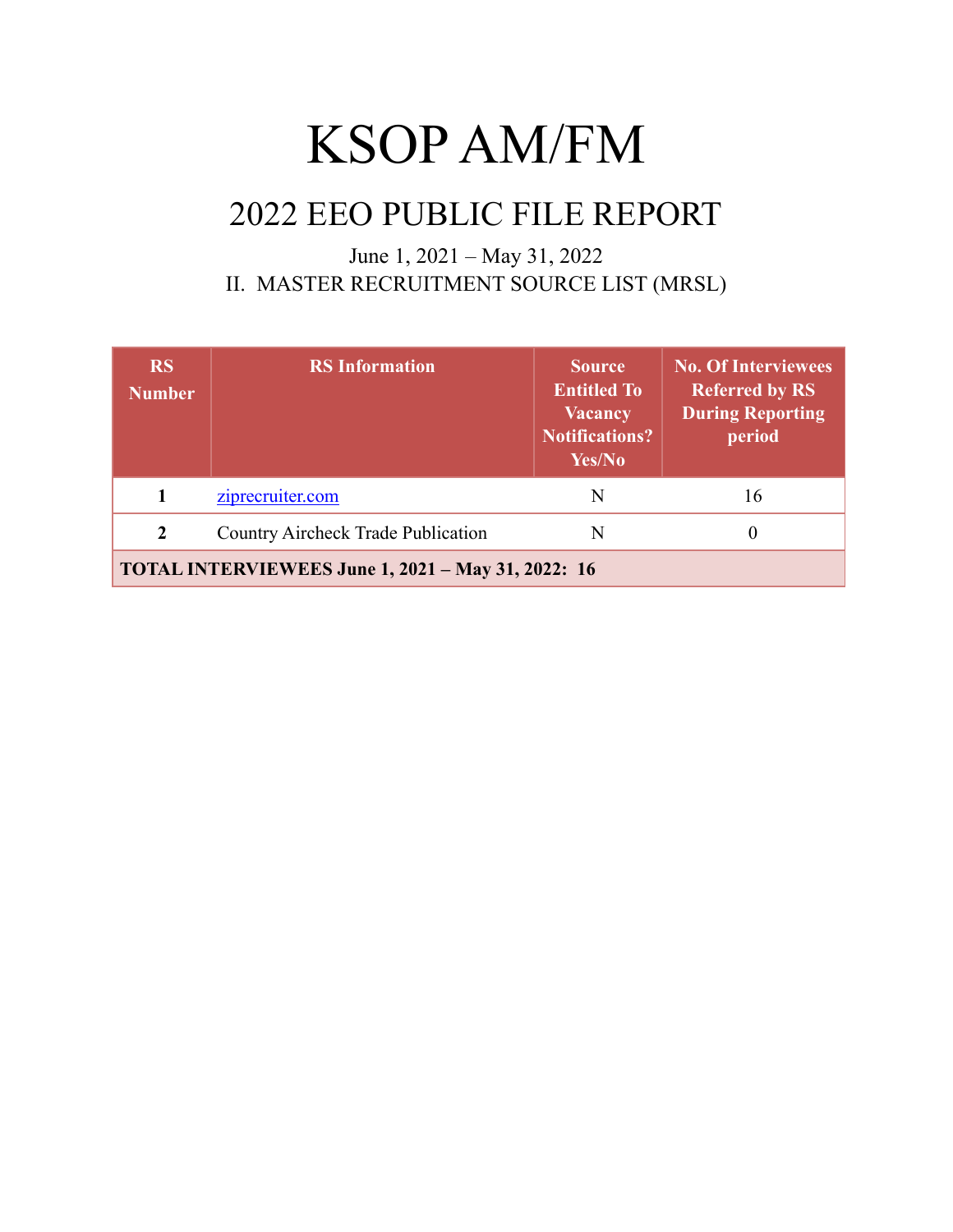# KSOP AM/FM

## 2022 EEO PUBLIC FILE REPORT

June 1, 2021 – May 31, 2022

II. MASTER RECRUITMENT SOURCE LIST (MRSL)

| RS Number | RS Information | Source Entitled To Vacancy Notifications? Yes/No | No. Of Interviewees Referred by RS During Reporting period |
|---|---|---|---|
| **1** | ziprecruiter.com | N | 16 |
| **2** | Country Aircheck Trade Publication | N | 0 |
| **TOTAL INTERVIEWEES June 1, 2021 – May 31, 2022: 16** | | | |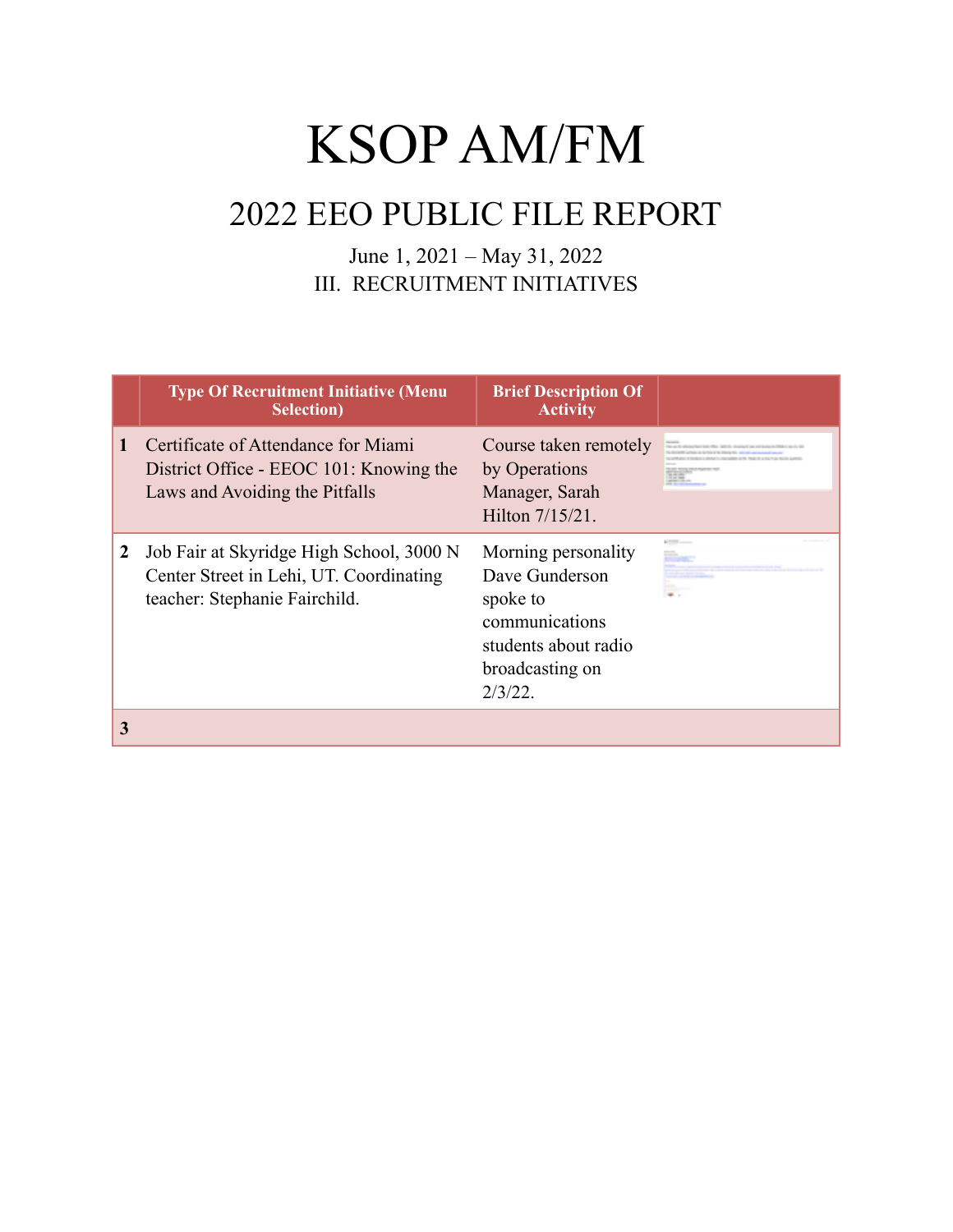# KSOP AM/FM

## 2022 EEO PUBLIC FILE REPORT

June 1, 2021 – May 31, 2022

III. RECRUITMENT INITIATIVES

| | Type Of Recruitment Initiative (Menu Selection) | Brief Description Of Activity | |
|---|---|---|---|
| 1 | Certificate of Attendance for Miami District Office - EEOC 101: Knowing the Laws and Avoiding the Pitfalls | Course taken remotely by Operations Manager, Sarah Hilton 7/15/21. | |
| 2 | Job Fair at Skyridge High School, 3000 N Center Street in Lehi, UT. Coordinating teacher: Stephanie Fairchild. | Morning personality Dave Gunderson spoke to communications students about radio broadcasting on 2/3/22. | |
| 3 | | | |